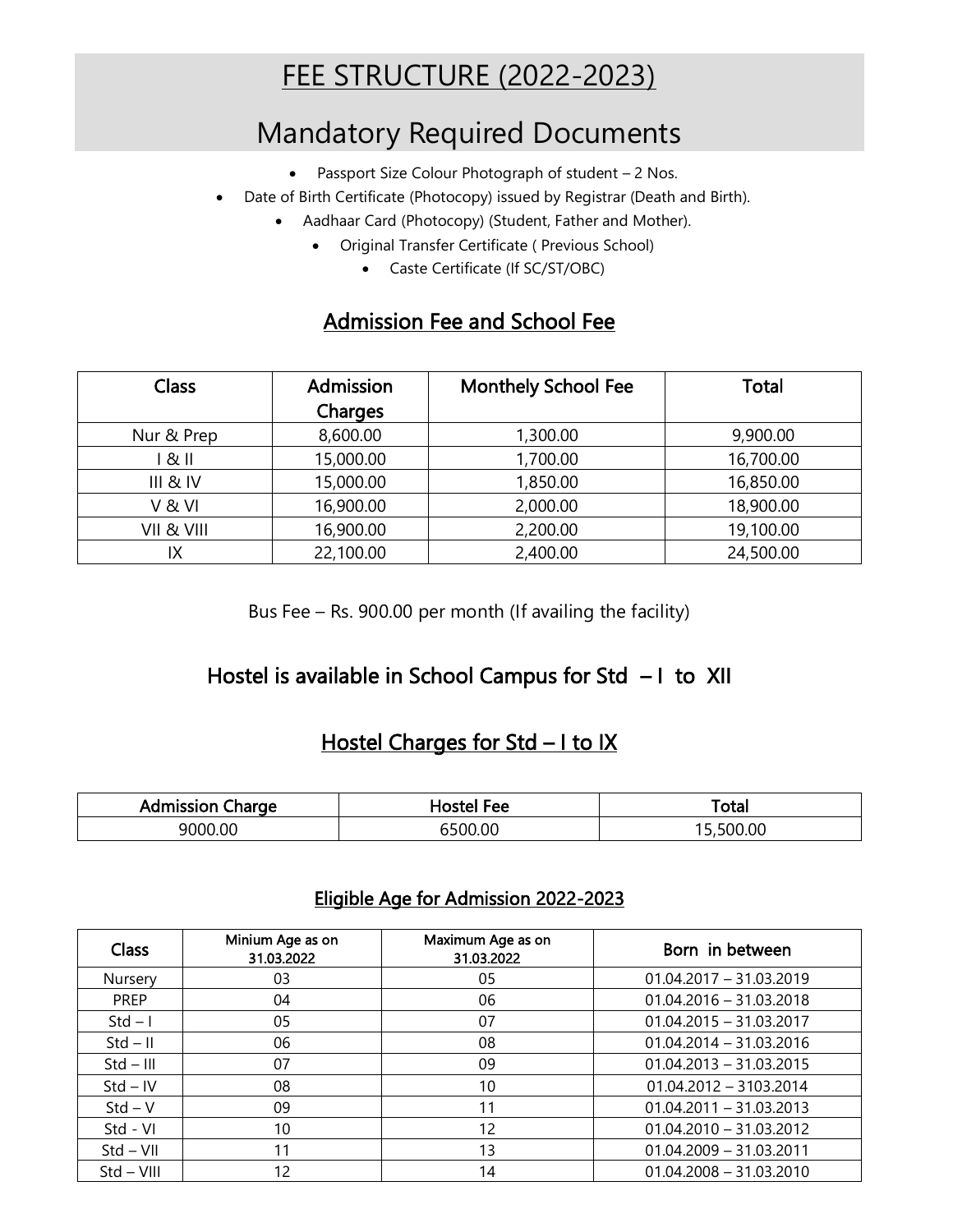# FEE STRUCTURE (2022-2023)

# Mandatory Required Documents

- Passport Size Colour Photograph of student – 2 Nos.
- Date of Birth Certificate (Photocopy) issued by Registrar (Death and Birth).
- Aadhaar Card (Photocopy) (Student, Father and Mother).
- Original Transfer Certificate ( Previous School)
- Caste Certificate (If SC/ST/OBC)

## Admission Fee and School Fee

| Class | Admission Charges | Monthely School Fee | Total |
|---|---|---|---|
| Nur & Prep | 8,600.00 | 1,300.00 | 9,900.00 |
| I & II | 15,000.00 | 1,700.00 | 16,700.00 |
| III & IV | 15,000.00 | 1,850.00 | 16,850.00 |
| V & VI | 16,900.00 | 2,000.00 | 18,900.00 |
| VII & VIII | 16,900.00 | 2,200.00 | 19,100.00 |
| IX | 22,100.00 | 2,400.00 | 24,500.00 |

Bus Fee – Rs. 900.00 per month (If availing the facility)

## Hostel is available in School Campus for Std – I to XII

## Hostel Charges for Std – I to IX

| Admission Charge | Hostel Fee | Total |
|---|---|---|
| 9000.00 | 6500.00 | 15,500.00 |

## Eligible Age for Admission 2022-2023

| Class | Minium Age as on 31.03.2022 | Maximum Age as on 31.03.2022 | Born in between |
|---|---|---|---|
| Nursery | 03 | 05 | 01.04.2017 – 31.03.2019 |
| PREP | 04 | 06 | 01.04.2016 – 31.03.2018 |
| Std – I | 05 | 07 | 01.04.2015 – 31.03.2017 |
| Std – II | 06 | 08 | 01.04.2014 – 31.03.2016 |
| Std – III | 07 | 09 | 01.04.2013 – 31.03.2015 |
| Std – IV | 08 | 10 | 01.04.2012 – 3103.2014 |
| Std – V | 09 | 11 | 01.04.2011 – 31.03.2013 |
| Std - VI | 10 | 12 | 01.04.2010 – 31.03.2012 |
| Std – VII | 11 | 13 | 01.04.2009 – 31.03.2011 |
| Std – VIII | 12 | 14 | 01.04.2008 – 31.03.2010 |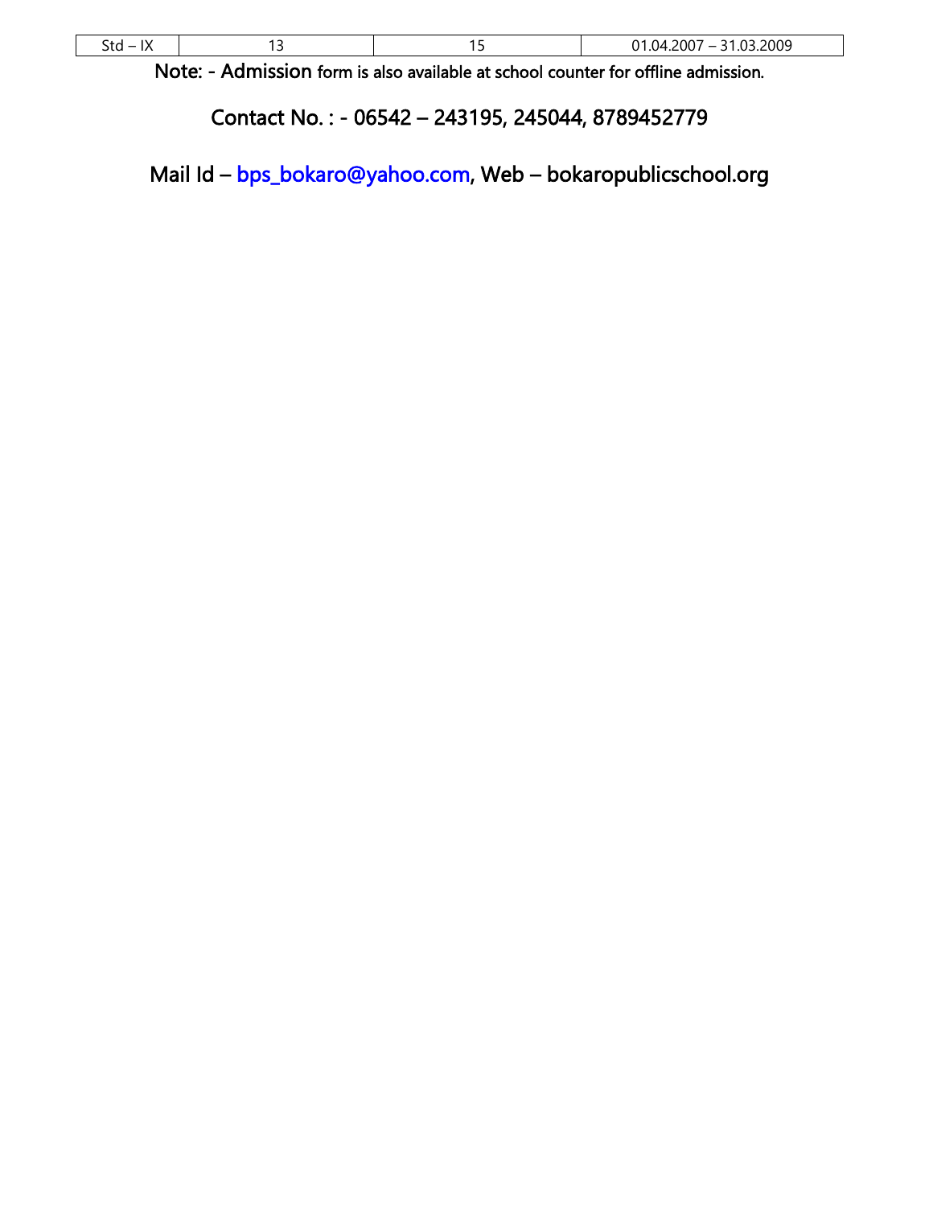| | | | |
|---|---|---|---|
| Std – IX | 13 | 15 | 01.04.2007 – 31.03.2009 |

Note: - Admission form is also available at school counter for offline admission.

Contact No. : - 06542 – 243195, 245044, 8789452779

Mail Id – bps_bokaro@yahoo.com, Web – bokaropublicschool.org